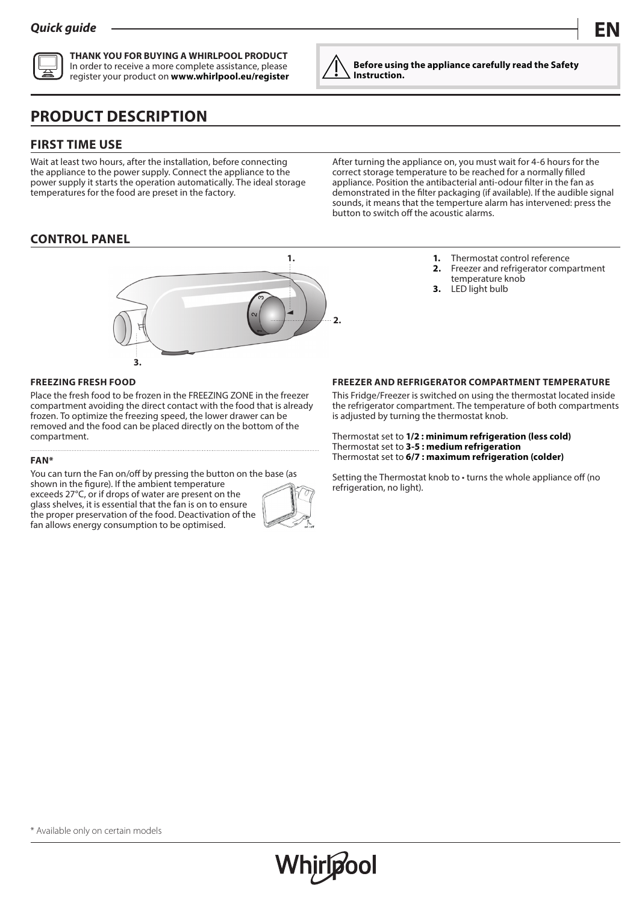**THANK YOU FOR BUYING A WHIRLPOOL PRODUCT**
In order to receive a more complete assistance, please register your product on **www.whirlpool.eu/register**

**Before using the appliance carefully read the Safety Instruction.**

# PRODUCT DESCRIPTION

## FIRST TIME USE

Wait at least two hours, after the installation, before connecting the appliance to the power supply. Connect the appliance to the power supply it starts the operation automatically. The ideal storage temperatures for the food are preset in the factory.

After turning the appliance on, you must wait for 4-6 hours for the correct storage temperature to be reached for a normally filled appliance. Position the antibacterial anti-odour filter in the fan as demonstrated in the filter packaging (if available). If the audible signal sounds, it means that the temperture alarm has intervened: press the button to switch off the acoustic alarms.

## CONTROL PANEL

1. Thermostat control reference
2. Freezer and refrigerator compartment temperature knob
3. LED light bulb

### FREEZING FRESH FOOD

Place the fresh food to be frozen in the FREEZING ZONE in the freezer compartment avoiding the direct contact with the food that is already frozen. To optimize the freezing speed, the lower drawer can be removed and the food can be placed directly on the bottom of the compartment.

### FAN*

You can turn the Fan on/off by pressing the button on the base (as shown in the figure). If the ambient temperature exceeds 27°C, or if drops of water are present on the glass shelves, it is essential that the fan is on to ensure the proper preservation of the food. Deactivation of the fan allows energy consumption to be optimised.

### FREEZER AND REFRIGERATOR COMPARTMENT TEMPERATURE

This Fridge/Freezer is switched on using the thermostat located inside the refrigerator compartment. The temperature of both compartments is adjusted by turning the thermostat knob.

Thermostat set to **1/2 : minimum refrigeration (less cold)**
Thermostat set to **3-5 : medium refrigeration**
Thermostat set to **6/7 : maximum refrigeration (colder)**

Setting the Thermostat knob to • turns the whole appliance off (no refrigeration, no light).

\* Available only on certain models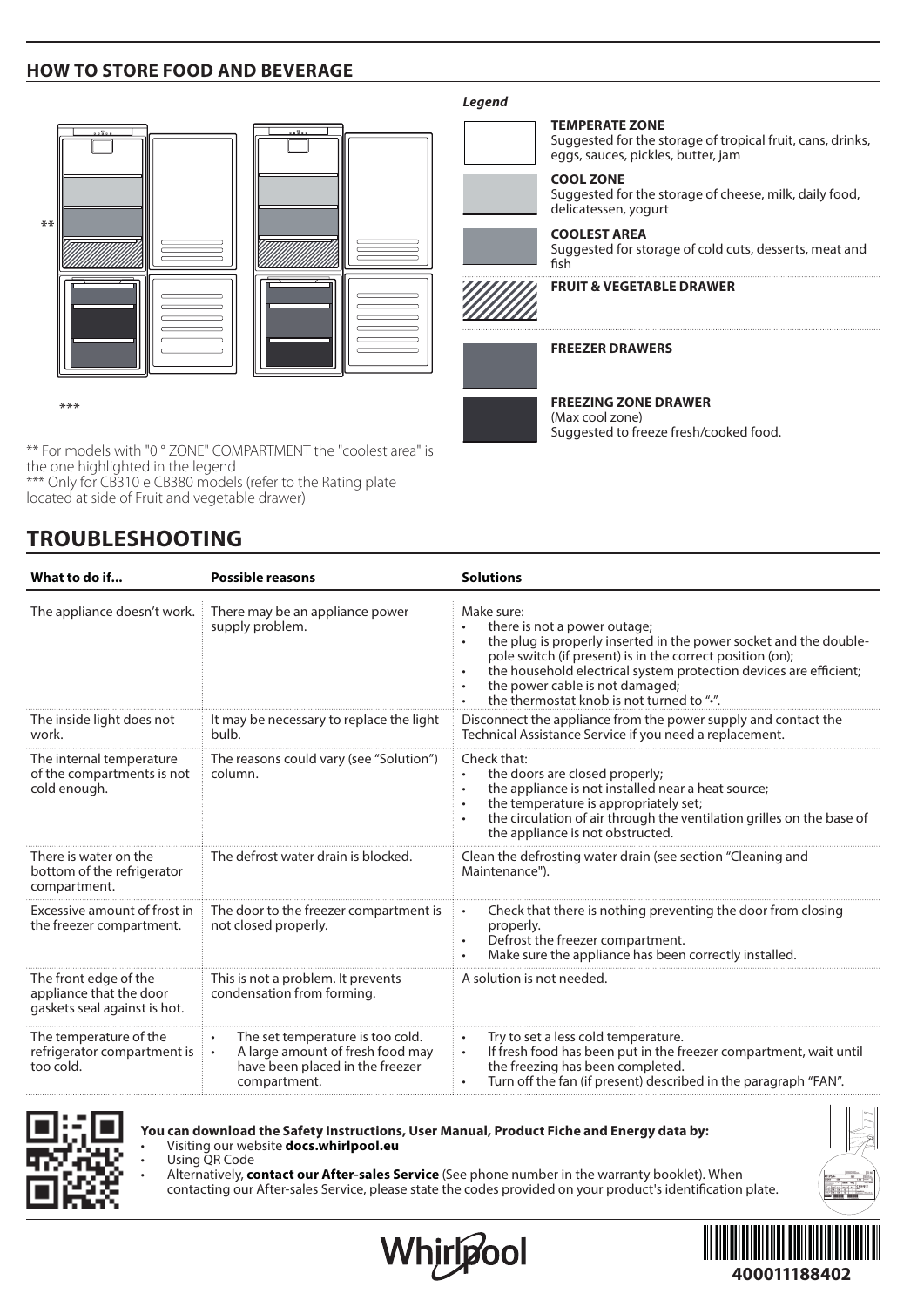## HOW TO STORE FOOD AND BEVERAGE

**

***

*Legend*

**TEMPERATE ZONE**
Suggested for the storage of tropical fruit, cans, drinks, eggs, sauces, pickles, butter, jam

**COOL ZONE**
Suggested for the storage of cheese, milk, daily food, delicatessen, yogurt

**COOLEST AREA**
Suggested for storage of cold cuts, desserts, meat and fish

**FRUIT & VEGETABLE DRAWER**

**FREEZER DRAWERS**

**FREEZING ZONE DRAWER**
(Max cool zone)
Suggested to freeze fresh/cooked food.

** For models with "0 ° ZONE" COMPARTMENT the "coolest area" is the one highlighted in the legend
*** Only for CB310 e CB380 models (refer to the Rating plate located at side of Fruit and vegetable drawer)

# TROUBLESHOOTING

| What to do if... | Possible reasons | Solutions |
|---|---|---|
| The appliance doesn't work. | There may be an appliance power supply problem. | Make sure:<br>• there is not a power outage;<br>• the plug is properly inserted in the power socket and the double-pole switch (if present) is in the correct position (on);<br>• the household electrical system protection devices are efficient;<br>• the power cable is not damaged;<br>• the thermostat knob is not turned to "•". |
| The inside light does not work. | It may be necessary to replace the light bulb. | Disconnect the appliance from the power supply and contact the Technical Assistance Service if you need a replacement. |
| The internal temperature of the compartments is not cold enough. | The reasons could vary (see "Solution") column. | Check that:<br>• the doors are closed properly;<br>• the appliance is not installed near a heat source;<br>• the temperature is appropriately set;<br>• the circulation of air through the ventilation grilles on the base of the appliance is not obstructed. |
| There is water on the bottom of the refrigerator compartment. | The defrost water drain is blocked. | Clean the defrosting water drain (see section "Cleaning and Maintenance"). |
| Excessive amount of frost in the freezer compartment. | The door to the freezer compartment is not closed properly. | • Check that there is nothing preventing the door from closing properly.<br>• Defrost the freezer compartment.<br>• Make sure the appliance has been correctly installed. |
| The front edge of the appliance that the door gaskets seal against is hot. | This is not a problem. It prevents condensation from forming. | A solution is not needed. |
| The temperature of the refrigerator compartment is too cold. | • The set temperature is too cold.<br>• A large amount of fresh food may have been placed in the freezer compartment. | • Try to set a less cold temperature.<br>• If fresh food has been put in the freezer compartment, wait until the freezing has been completed.<br>• Turn off the fan (if present) described in the paragraph "FAN". |

**You can download the Safety Instructions, User Manual, Product Fiche and Energy data by:**

- Visiting our website **docs.whirlpool.eu**
- Using QR Code
- Alternatively, **contact our After-sales Service** (See phone number in the warranty booklet). When contacting our After-sales Service, please state the codes provided on your product's identification plate.

Whirlpool

400011188402